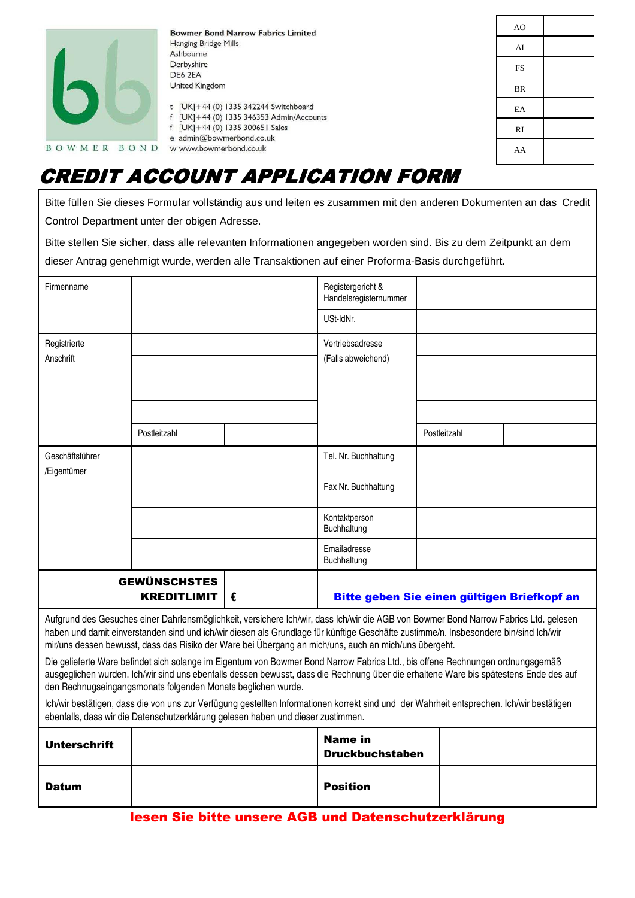BOWMER BOND

**Bowmer Bond Narrow Fabrics Limited**
Hanging Bridge Mills
Ashbourne
Derbyshire
DE6 2EA
United Kingdom

t [UK]+44 (0) 1335 342244 Switchboard
f [UK]+44 (0) 1335 346353 Admin/Accounts
f [UK]+44 (0) 1335 300651 Sales
e admin@bowmerbond.co.uk
w www.bowmerbond.co.uk

| AO | |
|---|---|
| AI | |
| FS | |
| BR | |
| EA | |
| RI | |
| AA | |

# CREDIT ACCOUNT APPLICATION FORM

Bitte füllen Sie dieses Formular vollständig aus und leiten es zusammen mit den anderen Dokumenten an das Credit Control Department unter der obigen Adresse.

Bitte stellen Sie sicher, dass alle relevanten Informationen angegeben worden sind. Bis zu dem Zeitpunkt an dem dieser Antrag genehmigt wurde, werden alle Transaktionen auf einer Proforma-Basis durchgeführt.

| | | | | | |
|---|---|---|---|---|---|
| Firmenname | | | Registergericht & Handelsregisternummer | | |
| | | | USt-IdNr. | | |
| Registrierte Anschrift | | | Vertriebsadresse (Falls abweichend) | | |
| | | | | | |
| | | | | | |
| | | | | | |
| | Postleitzahl | | | Postleitzahl | |
| Geschäftsführer /Eigentümer | | | Tel. Nr. Buchhaltung | | |
| | | | Fax Nr. Buchhaltung | | |
| | | | Kontaktperson Buchhaltung | | |
| | | | Emailadresse Buchhaltung | | |
| **GEWÜNSCHSTES KREDITLIMIT** | **€** | | **Bitte geben Sie einen gültigen Briefkopf an** | | |

Aufgrund des Gesuches einer Dahrlensmöglichkeit, versichere Ich/wir, dass Ich/wir die AGB von Bowmer Bond Narrow Fabrics Ltd. gelesen haben und damit einverstanden sind und ich/wir diesen als Grundlage für künftige Geschäfte zustimme/n. Insbesondere bin/sind Ich/wir mir/uns dessen bewusst, dass das Risiko der Ware bei Übergang an mich/uns, auch an mich/uns übergeht.

Die gelieferte Ware befindet sich solange im Eigentum von Bowmer Bond Narrow Fabrics Ltd., bis offene Rechnungen ordnungsgemäß ausgeglichen wurden. Ich/wir sind uns ebenfalls dessen bewusst, dass die Rechnung über die erhaltene Ware bis spätestens Ende des auf den Rechnugseingangsmonats folgenden Monats beglichen wurde.

Ich/wir bestätigen, dass die von uns zur Verfügung gestellten Informationen korrekt sind und der Wahrheit entsprechen. Ich/wir bestätigen ebenfalls, dass wir die Datenschutzerklärung gelesen haben und dieser zustimmen.

| | | | |
|---|---|---|---|
| **Unterschrift** | | **Name in Druckbuchstaben** | |
| **Datum** | | **Position** | |

**lesen Sie bitte unsere AGB und Datenschutzerklärung**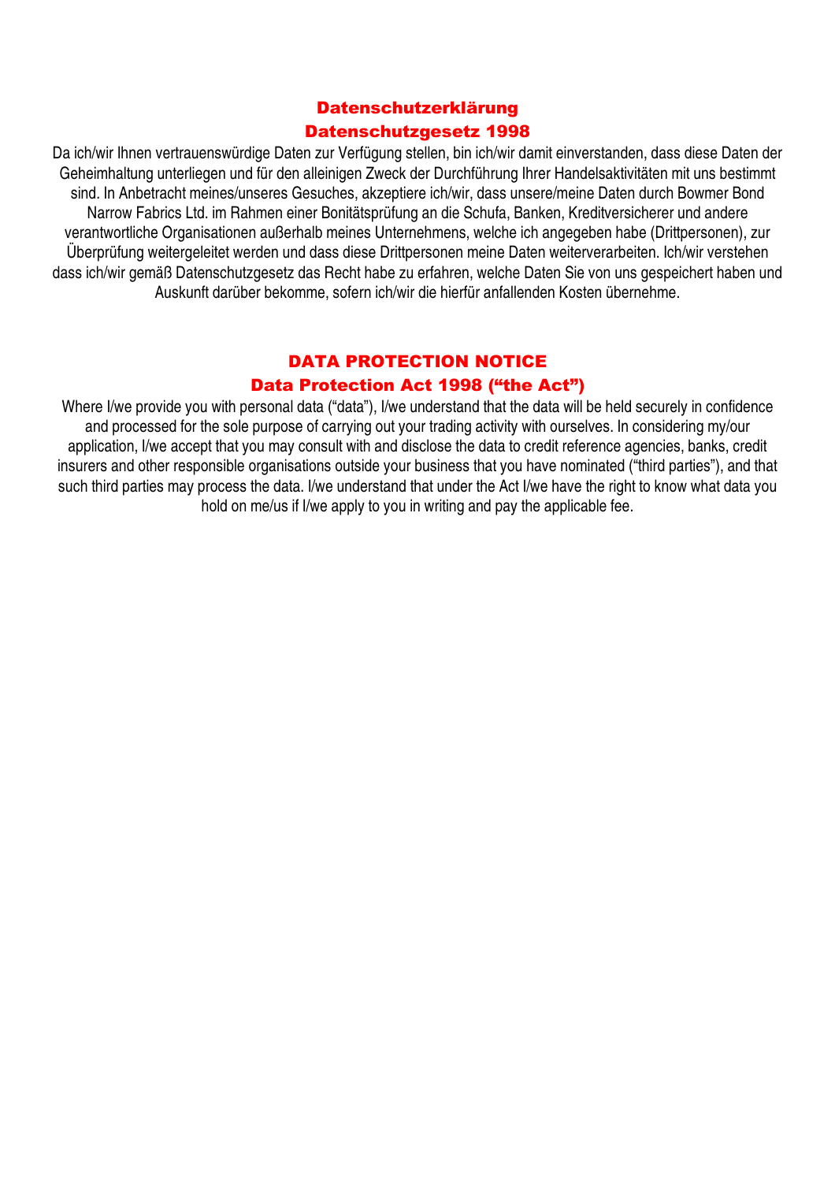## Datenschutzerklärung
## Datenschutzgesetz 1998

Da ich/wir Ihnen vertrauenswürdige Daten zur Verfügung stellen, bin ich/wir damit einverstanden, dass diese Daten der Geheimhaltung unterliegen und für den alleinigen Zweck der Durchführung Ihrer Handelsaktivitäten mit uns bestimmt sind. In Anbetracht meines/unseres Gesuches, akzeptiere ich/wir, dass unsere/meine Daten durch Bowmer Bond Narrow Fabrics Ltd. im Rahmen einer Bonitätsprüfung an die Schufa, Banken, Kreditversicherer und andere verantwortliche Organisationen außerhalb meines Unternehmens, welche ich angegeben habe (Drittpersonen), zur Überprüfung weitergeleitet werden und dass diese Drittpersonen meine Daten weiterverarbeiten. Ich/wir verstehen dass ich/wir gemäß Datenschutzgesetz das Recht habe zu erfahren, welche Daten Sie von uns gespeichert haben und Auskunft darüber bekomme, sofern ich/wir die hierfür anfallenden Kosten übernehme.

## DATA PROTECTION NOTICE
## Data Protection Act 1998 ("the Act")

Where I/we provide you with personal data ("data"), I/we understand that the data will be held securely in confidence and processed for the sole purpose of carrying out your trading activity with ourselves. In considering my/our application, I/we accept that you may consult with and disclose the data to credit reference agencies, banks, credit insurers and other responsible organisations outside your business that you have nominated ("third parties"), and that such third parties may process the data. I/we understand that under the Act I/we have the right to know what data you hold on me/us if I/we apply to you in writing and pay the applicable fee.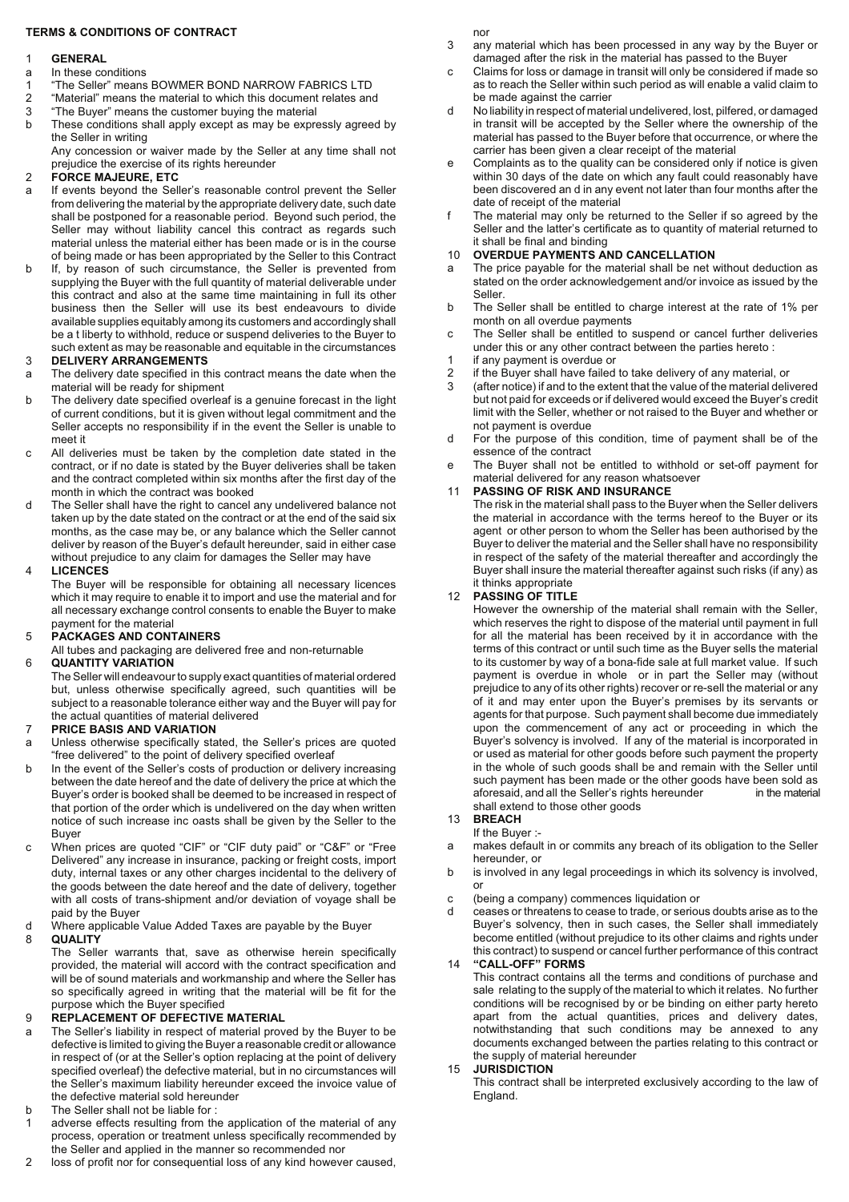# TERMS & CONDITIONS OF CONTRACT

## 1 GENERAL

a In these conditions

1 "The Seller" means BOWMER BOND NARROW FABRICS LTD

2 "Material" means the material to which this document relates and

3 "The Buyer" means the customer buying the material

b These conditions shall apply except as may be expressly agreed by the Seller in writing

Any concession or waiver made by the Seller at any time shall not prejudice the exercise of its rights hereunder

## 2 FORCE MAJEURE, ETC

a If events beyond the Seller's reasonable control prevent the Seller from delivering the material by the appropriate delivery date, such date shall be postponed for a reasonable period. Beyond such period, the Seller may without liability cancel this contract as regards such material unless the material either has been made or is in the course of being made or has been appropriated by the Seller to this Contract

b If, by reason of such circumstance, the Seller is prevented from supplying the Buyer with the full quantity of material deliverable under this contract and also at the same time maintaining in full its other business then the Seller will use its best endeavours to divide available supplies equitably among its customers and accordingly shall be a t liberty to withhold, reduce or suspend deliveries to the Buyer to such extent as may be reasonable and equitable in the circumstances

## 3 DELIVERY ARRANGEMENTS

a The delivery date specified in this contract means the date when the material will be ready for shipment

b The delivery date specified overleaf is a genuine forecast in the light of current conditions, but it is given without legal commitment and the Seller accepts no responsibility if in the event the Seller is unable to meet it

c All deliveries must be taken by the completion date stated in the contract, or if no date is stated by the Buyer deliveries shall be taken and the contract completed within six months after the first day of the month in which the contract was booked

d The Seller shall have the right to cancel any undelivered balance not taken up by the date stated on the contract or at the end of the said six months, as the case may be, or any balance which the Seller cannot deliver by reason of the Buyer's default hereunder, said in either case without prejudice to any claim for damages the Seller may have

## 4 LICENCES

The Buyer will be responsible for obtaining all necessary licences which it may require to enable it to import and use the material and for all necessary exchange control consents to enable the Buyer to make payment for the material

## 5 PACKAGES AND CONTAINERS

All tubes and packaging are delivered free and non-returnable

## 6 QUANTITY VARIATION

The Seller will endeavour to supply exact quantities of material ordered but, unless otherwise specifically agreed, such quantities will be subject to a reasonable tolerance either way and the Buyer will pay for the actual quantities of material delivered

## 7 PRICE BASIS AND VARIATION

a Unless otherwise specifically stated, the Seller's prices are quoted "free delivered" to the point of delivery specified overleaf

b In the event of the Seller's costs of production or delivery increasing between the date hereof and the date of delivery the price at which the Buyer's order is booked shall be deemed to be increased in respect of that portion of the order which is undelivered on the day when written notice of such increase inc oasts shall be given by the Seller to the Buyer

c When prices are quoted "CIF" or "CIF duty paid" or "C&F" or "Free Delivered" any increase in insurance, packing or freight costs, import duty, internal taxes or any other charges incidental to the delivery of the goods between the date hereof and the date of delivery, together with all costs of trans-shipment and/or deviation of voyage shall be paid by the Buyer

d Where applicable Value Added Taxes are payable by the Buyer

## 8 QUALITY

The Seller warrants that, save as otherwise herein specifically provided, the material will accord with the contract specification and will be of sound materials and workmanship and where the Seller has so specifically agreed in writing that the material will be fit for the purpose which the Buyer specified

## 9 REPLACEMENT OF DEFECTIVE MATERIAL

a The Seller's liability in respect of material proved by the Buyer to be defective is limited to giving the Buyer a reasonable credit or allowance in respect of (or at the Seller's option replacing at the point of delivery specified overleaf) the defective material, but in no circumstances will the Seller's maximum liability hereunder exceed the invoice value of the defective material sold hereunder

b The Seller shall not be liable for :

1 adverse effects resulting from the application of the material of any process, operation or treatment unless specifically recommended by the Seller and applied in the manner so recommended nor

2 loss of profit nor for consequential loss of any kind however caused, nor

3 any material which has been processed in any way by the Buyer or damaged after the risk in the material has passed to the Buyer

c Claims for loss or damage in transit will only be considered if made so as to reach the Seller within such period as will enable a valid claim to be made against the carrier

d No liability in respect of material undelivered, lost, pilfered, or damaged in transit will be accepted by the Seller where the ownership of the material has passed to the Buyer before that occurrence, or where the carrier has been given a clear receipt of the material

e Complaints as to the quality can be considered only if notice is given within 30 days of the date on which any fault could reasonably have been discovered an d in any event not later than four months after the date of receipt of the material

f The material may only be returned to the Seller if so agreed by the Seller and the latter's certificate as to quantity of material returned to it shall be final and binding

## 10 OVERDUE PAYMENTS AND CANCELLATION

a The price payable for the material shall be net without deduction as stated on the order acknowledgement and/or invoice as issued by the Seller.

b The Seller shall be entitled to charge interest at the rate of 1% per month on all overdue payments

c The Seller shall be entitled to suspend or cancel further deliveries under this or any other contract between the parties hereto :

1 if any payment is overdue or

2 if the Buyer shall have failed to take delivery of any material, or

3 (after notice) if and to the extent that the value of the material delivered but not paid for exceeds or if delivered would exceed the Buyer's credit limit with the Seller, whether or not raised to the Buyer and whether or not payment is overdue

d For the purpose of this condition, time of payment shall be of the essence of the contract

e The Buyer shall not be entitled to withhold or set-off payment for material delivered for any reason whatsoever

## 11 PASSING OF RISK AND INSURANCE

The risk in the material shall pass to the Buyer when the Seller delivers the material in accordance with the terms hereof to the Buyer or its agent or other person to whom the Seller has been authorised by the Buyer to deliver the material and the Seller shall have no responsibility in respect of the safety of the material thereafter and accordingly the Buyer shall insure the material thereafter against such risks (if any) as it thinks appropriate

## 12 PASSING OF TITLE

However the ownership of the material shall remain with the Seller, which reserves the right to dispose of the material until payment in full for all the material has been received by it in accordance with the terms of this contract or until such time as the Buyer sells the material to its customer by way of a bona-fide sale at full market value. If such payment is overdue in whole or in part the Seller may (without prejudice to any of its other rights) recover or re-sell the material or any of it and may enter upon the Buyer's premises by its servants or agents for that purpose. Such payment shall become due immediately upon the commencement of any act or proceeding in which the Buyer's solvency is involved. If any of the material is incorporated in or used as material for other goods before such payment the property in the whole of such goods shall be and remain with the Seller until such payment has been made or the other goods have been sold as aforesaid, and all the Seller's rights hereunder in the material shall extend to those other goods

## 13 BREACH

If the Buyer :-

a makes default in or commits any breach of its obligation to the Seller hereunder, or

b is involved in any legal proceedings in which its solvency is involved, or

c (being a company) commences liquidation or

d ceases or threatens to cease to trade, or serious doubts arise as to the Buyer's solvency, then in such cases, the Seller shall immediately become entitled (without prejudice to its other claims and rights under this contract) to suspend or cancel further performance of this contract

## 14 "CALL-OFF" FORMS

This contract contains all the terms and conditions of purchase and sale relating to the supply of the material to which it relates. No further conditions will be recognised by or be binding on either party hereto apart from the actual quantities, prices and delivery dates, notwithstanding that such conditions may be annexed to any documents exchanged between the parties relating to this contract or the supply of material hereunder

## 15 JURISDICTION

This contract shall be interpreted exclusively according to the law of England.